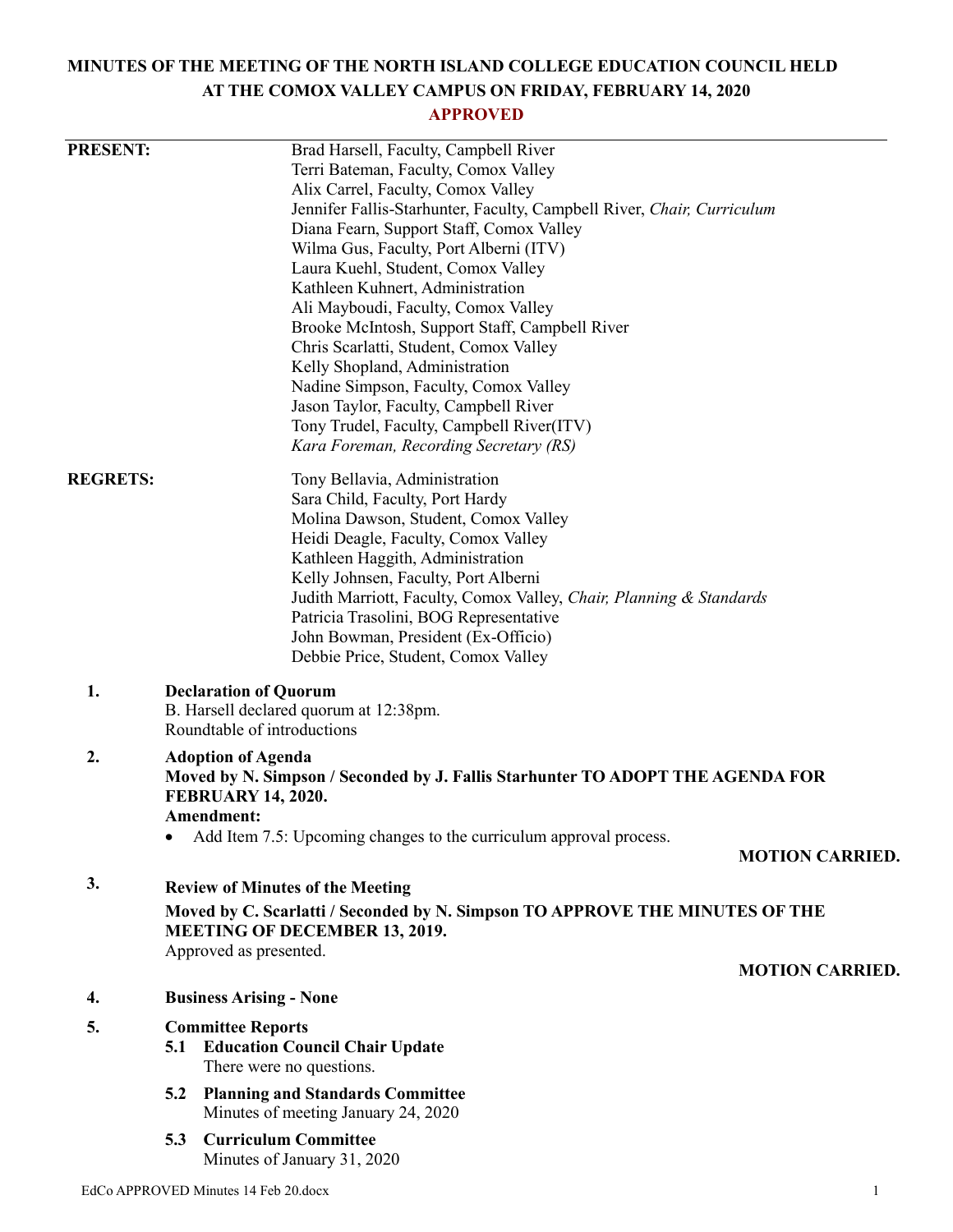# MINUTES OF THE MEETING OF THE NORTH ISLAND COLLEGE EDUCATION COUNCIL HELD AT THE COMOX VALLEY CAMPUS ON FRIDAY, FEBRUARY 14, 2020

**APPROVED**

**PRESENT:**

Brad Harsell, Faculty, Campbell River
Terri Bateman, Faculty, Comox Valley
Alix Carrel, Faculty, Comox Valley
Jennifer Fallis-Starhunter, Faculty, Campbell River, *Chair, Curriculum*
Diana Fearn, Support Staff, Comox Valley
Wilma Gus, Faculty, Port Alberni (ITV)
Laura Kuehl, Student, Comox Valley
Kathleen Kuhnert, Administration
Ali Mayboudi, Faculty, Comox Valley
Brooke McIntosh, Support Staff, Campbell River
Chris Scarlatti, Student, Comox Valley
Kelly Shopland, Administration
Nadine Simpson, Faculty, Comox Valley
Jason Taylor, Faculty, Campbell River
Tony Trudel, Faculty, Campbell River(ITV)
*Kara Foreman, Recording Secretary (RS)*

**REGRETS:**

Tony Bellavia, Administration
Sara Child, Faculty, Port Hardy
Molina Dawson, Student, Comox Valley
Heidi Deagle, Faculty, Comox Valley
Kathleen Haggith, Administration
Kelly Johnsen, Faculty, Port Alberni
Judith Marriott, Faculty, Comox Valley, *Chair, Planning & Standards*
Patricia Trasolini, BOG Representative
John Bowman, President (Ex-Officio)
Debbie Price, Student, Comox Valley

**1. Declaration of Quorum**

B. Harsell declared quorum at 12:38pm.
Roundtable of introductions

**2. Adoption of Agenda**

**Moved by N. Simpson / Seconded by J. Fallis Starhunter TO ADOPT THE AGENDA FOR FEBRUARY 14, 2020.**

**Amendment:**

- Add Item 7.5: Upcoming changes to the curriculum approval process.

**MOTION CARRIED.**

**3. Review of Minutes of the Meeting**

**Moved by C. Scarlatti / Seconded by N. Simpson TO APPROVE THE MINUTES OF THE MEETING OF DECEMBER 13, 2019.**

Approved as presented.

**MOTION CARRIED.**

**4. Business Arising - None**

**5. Committee Reports**

**5.1 Education Council Chair Update**

There were no questions.

**5.2 Planning and Standards Committee**

Minutes of meeting January 24, 2020

**5.3 Curriculum Committee**

Minutes of January 31, 2020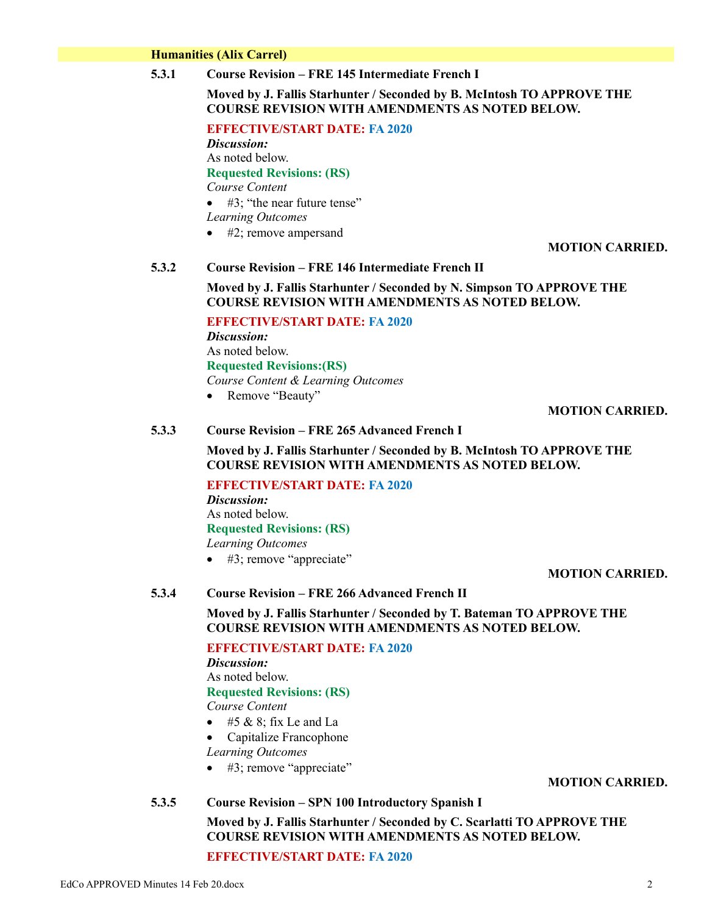## Humanities (Alix Carrel)

### 5.3.1 Course Revision – FRE 145 Intermediate French I

**Moved by J. Fallis Starhunter / Seconded by B. McIntosh TO APPROVE THE COURSE REVISION WITH AMENDMENTS AS NOTED BELOW.**

**EFFECTIVE/START DATE: FA 2020**

***Discussion:***
As noted below.

**Requested Revisions: (RS)**

*Course Content*

- #3; "the near future tense"

*Learning Outcomes*

- #2; remove ampersand

**MOTION CARRIED.**

### 5.3.2 Course Revision – FRE 146 Intermediate French II

**Moved by J. Fallis Starhunter / Seconded by N. Simpson TO APPROVE THE COURSE REVISION WITH AMENDMENTS AS NOTED BELOW.**

**EFFECTIVE/START DATE: FA 2020**

***Discussion:***
As noted below.

**Requested Revisions:(RS)**

*Course Content & Learning Outcomes*

- Remove "Beauty"

**MOTION CARRIED.**

### 5.3.3 Course Revision – FRE 265 Advanced French I

**Moved by J. Fallis Starhunter / Seconded by B. McIntosh TO APPROVE THE COURSE REVISION WITH AMENDMENTS AS NOTED BELOW.**

**EFFECTIVE/START DATE: FA 2020**

***Discussion:***
As noted below.

**Requested Revisions: (RS)**

*Learning Outcomes*

- #3; remove "appreciate"

**MOTION CARRIED.**

### 5.3.4 Course Revision – FRE 266 Advanced French II

**Moved by J. Fallis Starhunter / Seconded by T. Bateman TO APPROVE THE COURSE REVISION WITH AMENDMENTS AS NOTED BELOW.**

**EFFECTIVE/START DATE: FA 2020**

***Discussion:***
As noted below.

**Requested Revisions: (RS)**

*Course Content*

- #5 & 8; fix Le and La
- Capitalize Francophone

*Learning Outcomes*

- #3; remove "appreciate"

**MOTION CARRIED.**

### 5.3.5 Course Revision – SPN 100 Introductory Spanish I

**Moved by J. Fallis Starhunter / Seconded by C. Scarlatti TO APPROVE THE COURSE REVISION WITH AMENDMENTS AS NOTED BELOW.**

**EFFECTIVE/START DATE: FA 2020**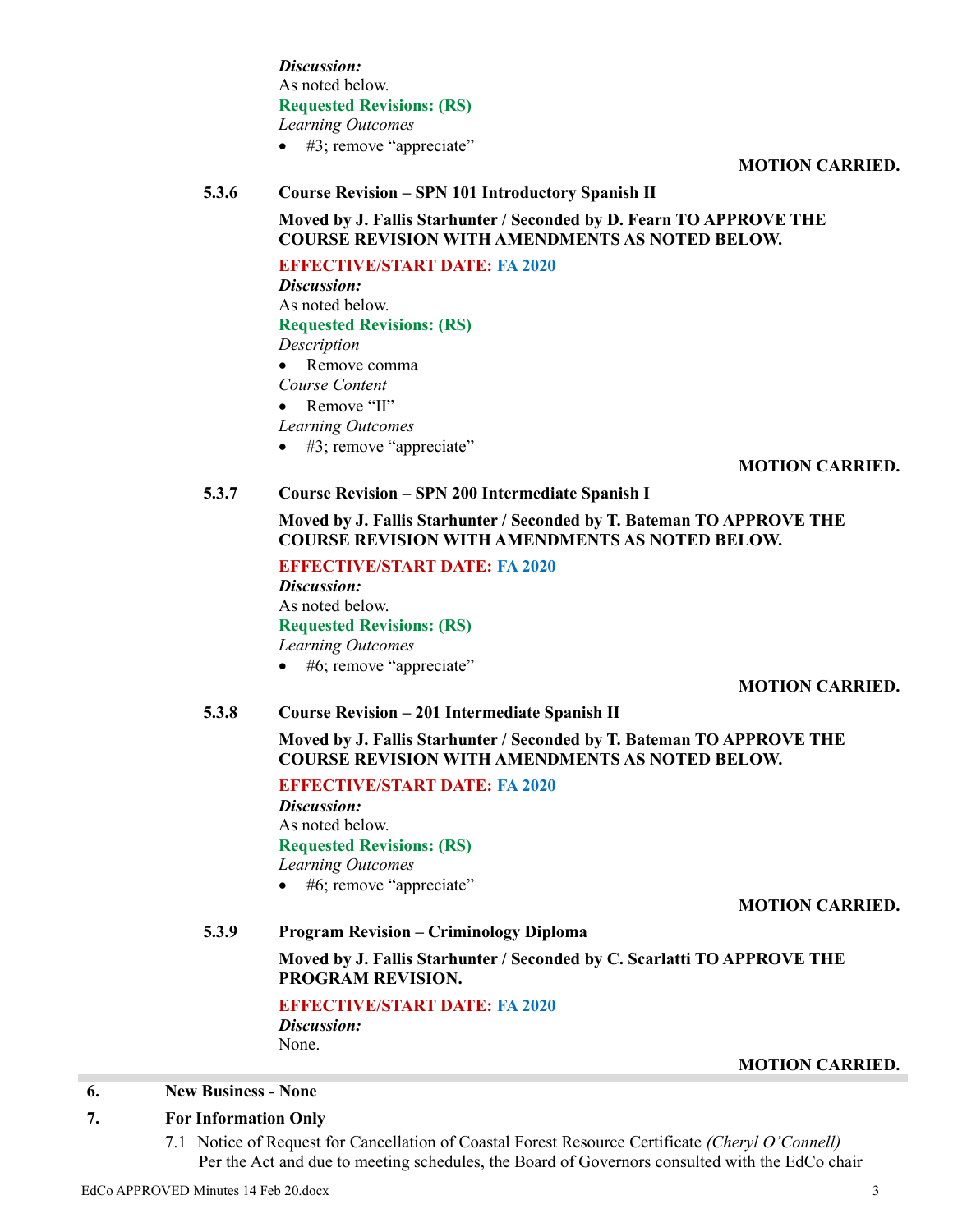*Discussion:*
As noted below.
**Requested Revisions: (RS)**
*Learning Outcomes*
- #3; remove "appreciate"

**MOTION CARRIED.**

**5.3.6 Course Revision – SPN 101 Introductory Spanish II**

**Moved by J. Fallis Starhunter / Seconded by D. Fearn TO APPROVE THE COURSE REVISION WITH AMENDMENTS AS NOTED BELOW.**

**EFFECTIVE/START DATE: FA 2020**
*Discussion:*
As noted below.
**Requested Revisions: (RS)**
*Description*
- Remove comma

*Course Content*
- Remove "II"

*Learning Outcomes*
- #3; remove "appreciate"

**MOTION CARRIED.**

**5.3.7 Course Revision – SPN 200 Intermediate Spanish I**

**Moved by J. Fallis Starhunter / Seconded by T. Bateman TO APPROVE THE COURSE REVISION WITH AMENDMENTS AS NOTED BELOW.**

**EFFECTIVE/START DATE: FA 2020**
*Discussion:*
As noted below.
**Requested Revisions: (RS)**
*Learning Outcomes*
- #6; remove "appreciate"

**MOTION CARRIED.**

**5.3.8 Course Revision – 201 Intermediate Spanish II**

**Moved by J. Fallis Starhunter / Seconded by T. Bateman TO APPROVE THE COURSE REVISION WITH AMENDMENTS AS NOTED BELOW.**

**EFFECTIVE/START DATE: FA 2020**
*Discussion:*
As noted below.
**Requested Revisions: (RS)**
*Learning Outcomes*
- #6; remove "appreciate"

**MOTION CARRIED.**

**5.3.9 Program Revision – Criminology Diploma**

**Moved by J. Fallis Starhunter / Seconded by C. Scarlatti TO APPROVE THE PROGRAM REVISION.**

**EFFECTIVE/START DATE: FA 2020**
*Discussion:*
None.

**MOTION CARRIED.**

## 6. New Business - None

## 7. For Information Only

7.1 Notice of Request for Cancellation of Coastal Forest Resource Certificate *(Cheryl O'Connell)*
Per the Act and due to meeting schedules, the Board of Governors consulted with the EdCo chair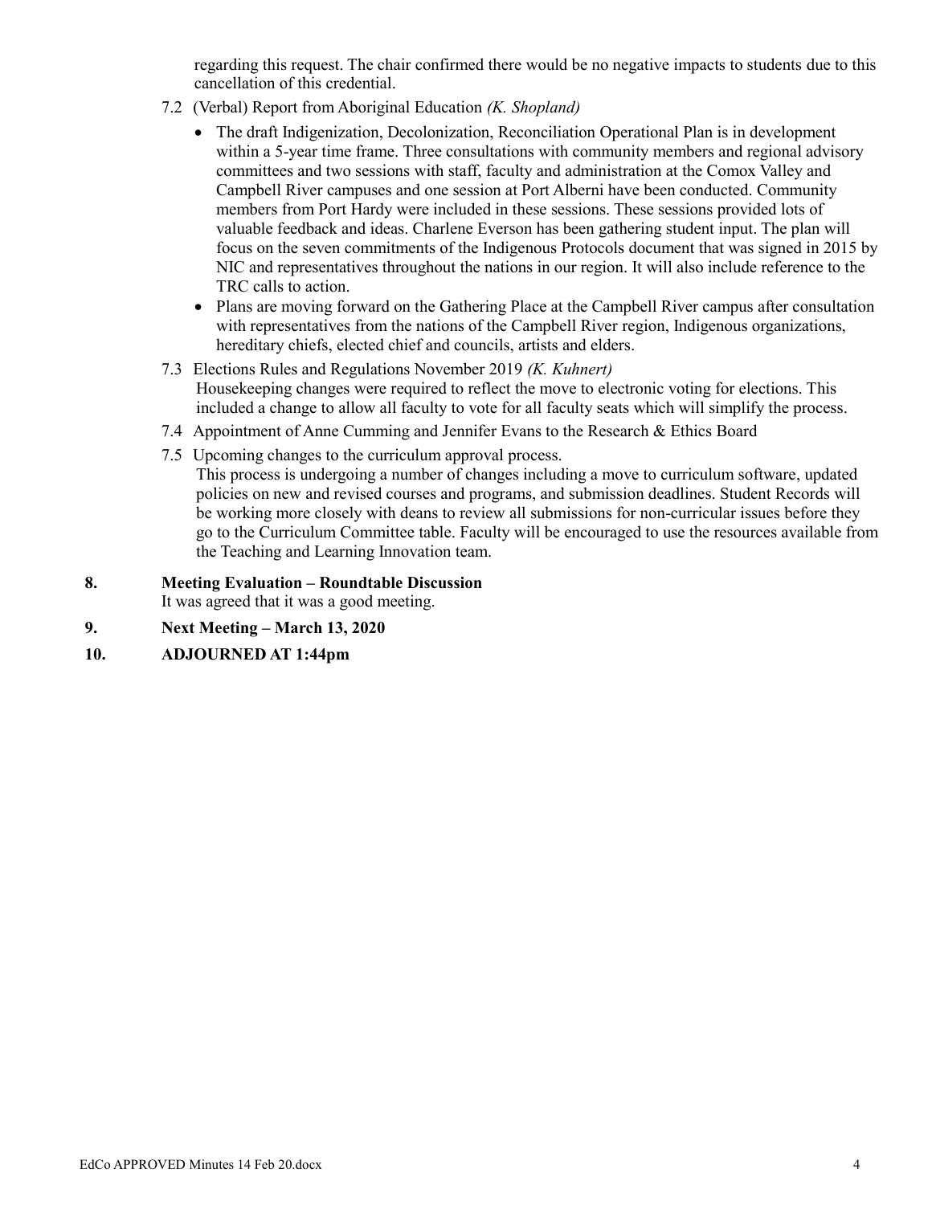regarding this request. The chair confirmed there would be no negative impacts to students due to this cancellation of this credential.

7.2 (Verbal) Report from Aboriginal Education *(K. Shopland)*

- The draft Indigenization, Decolonization, Reconciliation Operational Plan is in development within a 5-year time frame. Three consultations with community members and regional advisory committees and two sessions with staff, faculty and administration at the Comox Valley and Campbell River campuses and one session at Port Alberni have been conducted. Community members from Port Hardy were included in these sessions. These sessions provided lots of valuable feedback and ideas. Charlene Everson has been gathering student input. The plan will focus on the seven commitments of the Indigenous Protocols document that was signed in 2015 by NIC and representatives throughout the nations in our region. It will also include reference to the TRC calls to action.
- Plans are moving forward on the Gathering Place at the Campbell River campus after consultation with representatives from the nations of the Campbell River region, Indigenous organizations, hereditary chiefs, elected chief and councils, artists and elders.

7.3 Elections Rules and Regulations November 2019 *(K. Kuhnert)*
Housekeeping changes were required to reflect the move to electronic voting for elections. This included a change to allow all faculty to vote for all faculty seats which will simplify the process.

7.4 Appointment of Anne Cumming and Jennifer Evans to the Research & Ethics Board

7.5 Upcoming changes to the curriculum approval process.
This process is undergoing a number of changes including a move to curriculum software, updated policies on new and revised courses and programs, and submission deadlines. Student Records will be working more closely with deans to review all submissions for non-curricular issues before they go to the Curriculum Committee table. Faculty will be encouraged to use the resources available from the Teaching and Learning Innovation team.

**8. Meeting Evaluation – Roundtable Discussion**

It was agreed that it was a good meeting.

**9. Next Meeting – March 13, 2020**

**10. ADJOURNED AT 1:44pm**